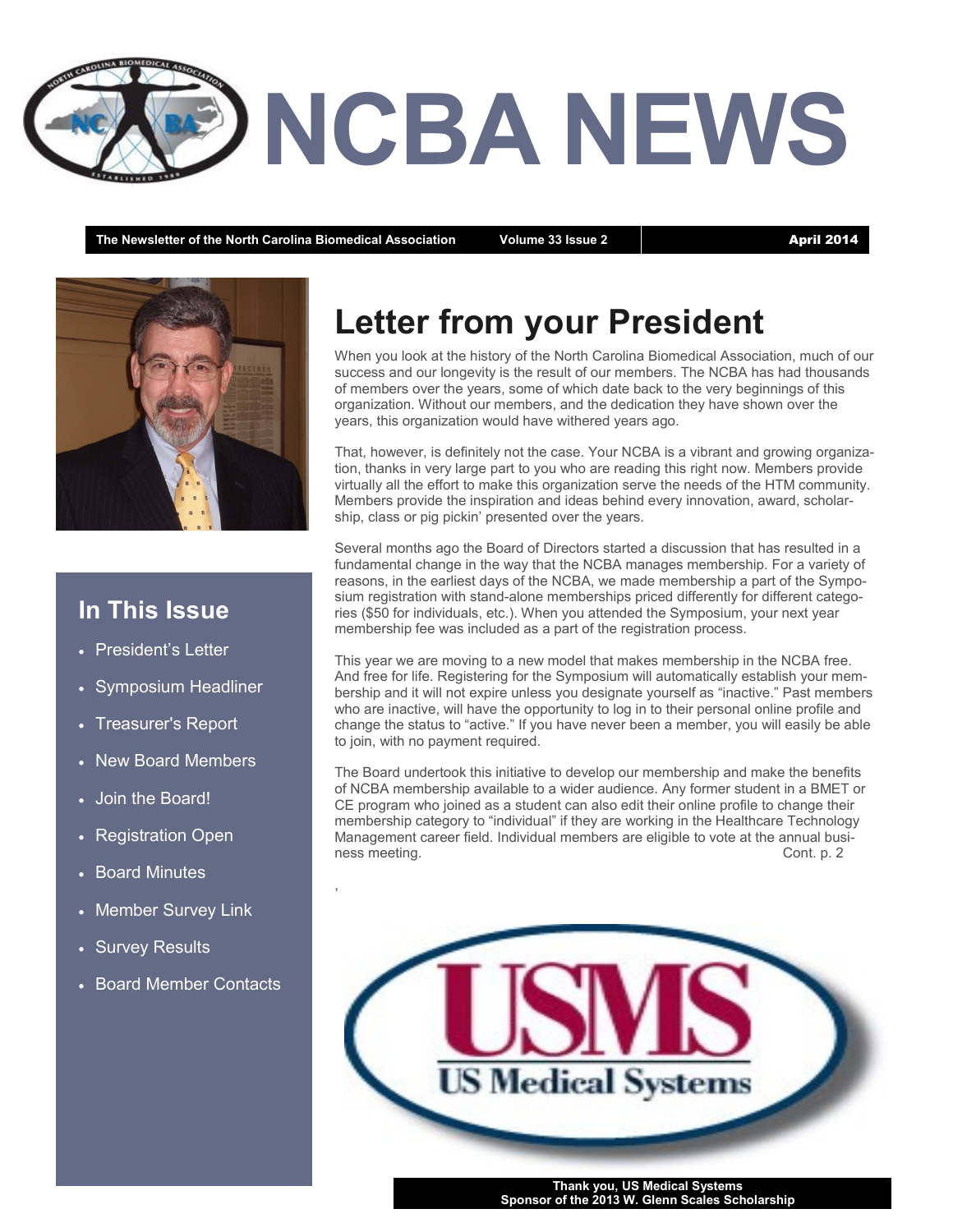# NCBA NEWS

The Newsletter of the North Carolina Biomedical Association | Volume 33 Issue 2 | April 2014

## In This Issue

- President's Letter
- Symposium Headliner
- Treasurer's Report
- New Board Members
- Join the Board!
- Registration Open
- Board Minutes
- Member Survey Link
- Survey Results
- Board Member Contacts

## Letter from your President

When you look at the history of the North Carolina Biomedical Association, much of our success and our longevity is the result of our members. The NCBA has had thousands of members over the years, some of which date back to the very beginnings of this organization. Without our members, and the dedication they have shown over the years, this organization would have withered years ago.

That, however, is definitely not the case. Your NCBA is a vibrant and growing organization, thanks in very large part to you who are reading this right now. Members provide virtually all the effort to make this organization serve the needs of the HTM community. Members provide the inspiration and ideas behind every innovation, award, scholarship, class or pig pickin' presented over the years.

Several months ago the Board of Directors started a discussion that has resulted in a fundamental change in the way that the NCBA manages membership. For a variety of reasons, in the earliest days of the NCBA, we made membership a part of the Symposium registration with stand-alone memberships priced differently for different categories ($50 for individuals, etc.). When you attended the Symposium, your next year membership fee was included as a part of the registration process.

This year we are moving to a new model that makes membership in the NCBA free. And free for life. Registering for the Symposium will automatically establish your membership and it will not expire unless you designate yourself as "inactive." Past members who are inactive, will have the opportunity to log in to their personal online profile and change the status to "active." If you have never been a member, you will easily be able to join, with no payment required.

The Board undertook this initiative to develop our membership and make the benefits of NCBA membership available to a wider audience. Any former student in a BMET or CE program who joined as a student can also edit their online profile to change their membership category to "individual" if they are working in the Healthcare Technology Management career field. Individual members are eligible to vote at the annual business meeting. Cont. p. 2

USMS
US Medical Systems

Thank you, US Medical Systems
Sponsor of the 2013 W. Glenn Scales Scholarship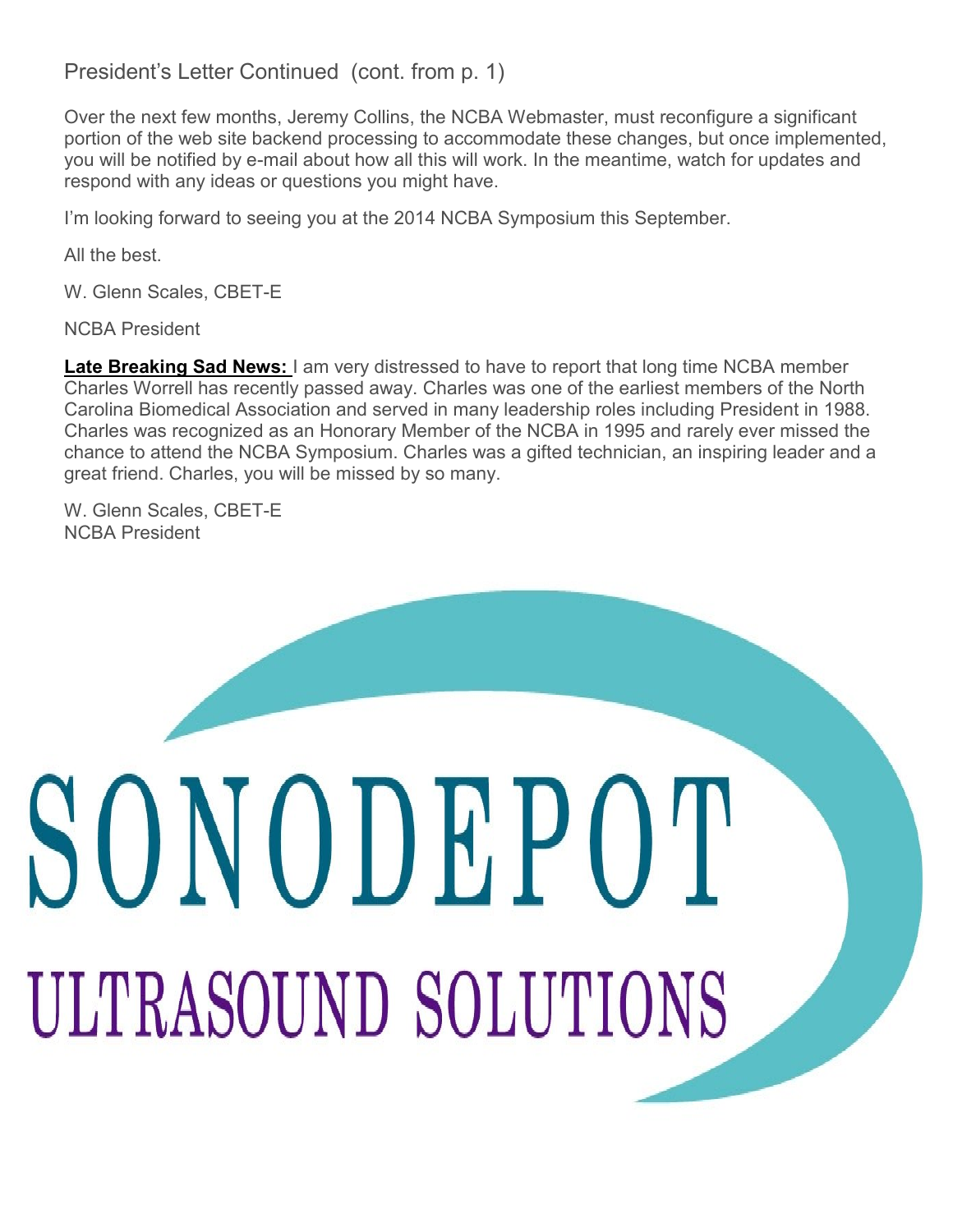## President's Letter Continued (cont. from p. 1)

Over the next few months, Jeremy Collins, the NCBA Webmaster, must reconfigure a significant portion of the web site backend processing to accommodate these changes, but once implemented, you will be notified by e-mail about how all this will work. In the meantime, watch for updates and respond with any ideas or questions you might have.

I'm looking forward to seeing you at the 2014 NCBA Symposium this September.

All the best.

W. Glenn Scales, CBET-E

NCBA President

**Late Breaking Sad News:** I am very distressed to have to report that long time NCBA member Charles Worrell has recently passed away. Charles was one of the earliest members of the North Carolina Biomedical Association and served in many leadership roles including President in 1988. Charles was recognized as an Honorary Member of the NCBA in 1995 and rarely ever missed the chance to attend the NCBA Symposium. Charles was a gifted technician, an inspiring leader and a great friend. Charles, you will be missed by so many.

W. Glenn Scales, CBET-E
NCBA President

SONODEPOT

ULTRASOUND SOLUTIONS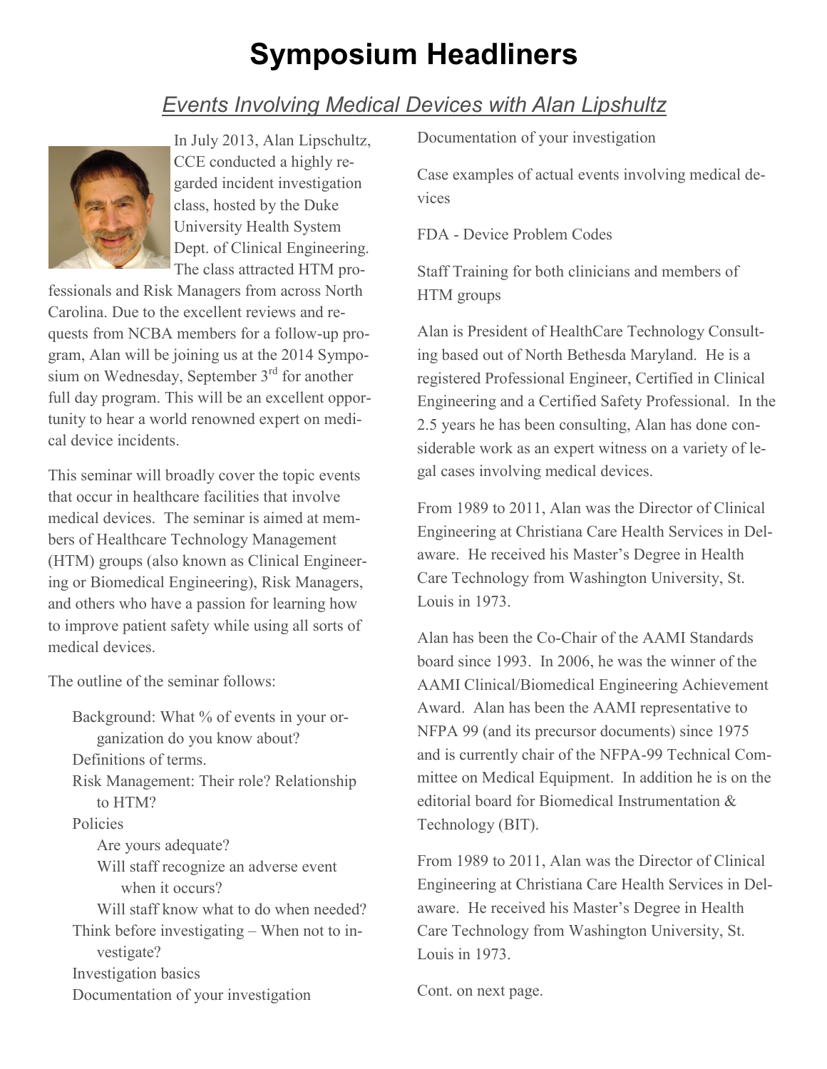# Symposium Headliners

## *Events Involving Medical Devices with Alan Lipshultz*

In July 2013, Alan Lipschultz, CCE conducted a highly regarded incident investigation class, hosted by the Duke University Health System Dept. of Clinical Engineering. The class attracted HTM professionals and Risk Managers from across North Carolina. Due to the excellent reviews and requests from NCBA members for a follow-up program, Alan will be joining us at the 2014 Symposium on Wednesday, September 3rd for another full day program. This will be an excellent opportunity to hear a world renowned expert on medical device incidents.

This seminar will broadly cover the topic events that occur in healthcare facilities that involve medical devices. The seminar is aimed at members of Healthcare Technology Management (HTM) groups (also known as Clinical Engineering or Biomedical Engineering), Risk Managers, and others who have a passion for learning how to improve patient safety while using all sorts of medical devices.

The outline of the seminar follows:

- Background: What % of events in your organization do you know about?
- Definitions of terms.
- Risk Management: Their role? Relationship to HTM?
- Policies
  - Are yours adequate?
  - Will staff recognize an adverse event when it occurs?
  - Will staff know what to do when needed?
- Think before investigating – When not to investigate?
- Investigation basics
- Documentation of your investigation

Documentation of your investigation

Case examples of actual events involving medical devices

FDA - Device Problem Codes

Staff Training for both clinicians and members of HTM groups

Alan is President of HealthCare Technology Consulting based out of North Bethesda Maryland. He is a registered Professional Engineer, Certified in Clinical Engineering and a Certified Safety Professional. In the 2.5 years he has been consulting, Alan has done considerable work as an expert witness on a variety of legal cases involving medical devices.

From 1989 to 2011, Alan was the Director of Clinical Engineering at Christiana Care Health Services in Delaware. He received his Master's Degree in Health Care Technology from Washington University, St. Louis in 1973.

Alan has been the Co-Chair of the AAMI Standards board since 1993. In 2006, he was the winner of the AAMI Clinical/Biomedical Engineering Achievement Award. Alan has been the AAMI representative to NFPA 99 (and its precursor documents) since 1975 and is currently chair of the NFPA-99 Technical Committee on Medical Equipment. In addition he is on the editorial board for Biomedical Instrumentation & Technology (BIT).

From 1989 to 2011, Alan was the Director of Clinical Engineering at Christiana Care Health Services in Delaware. He received his Master's Degree in Health Care Technology from Washington University, St. Louis in 1973.

Cont. on next page.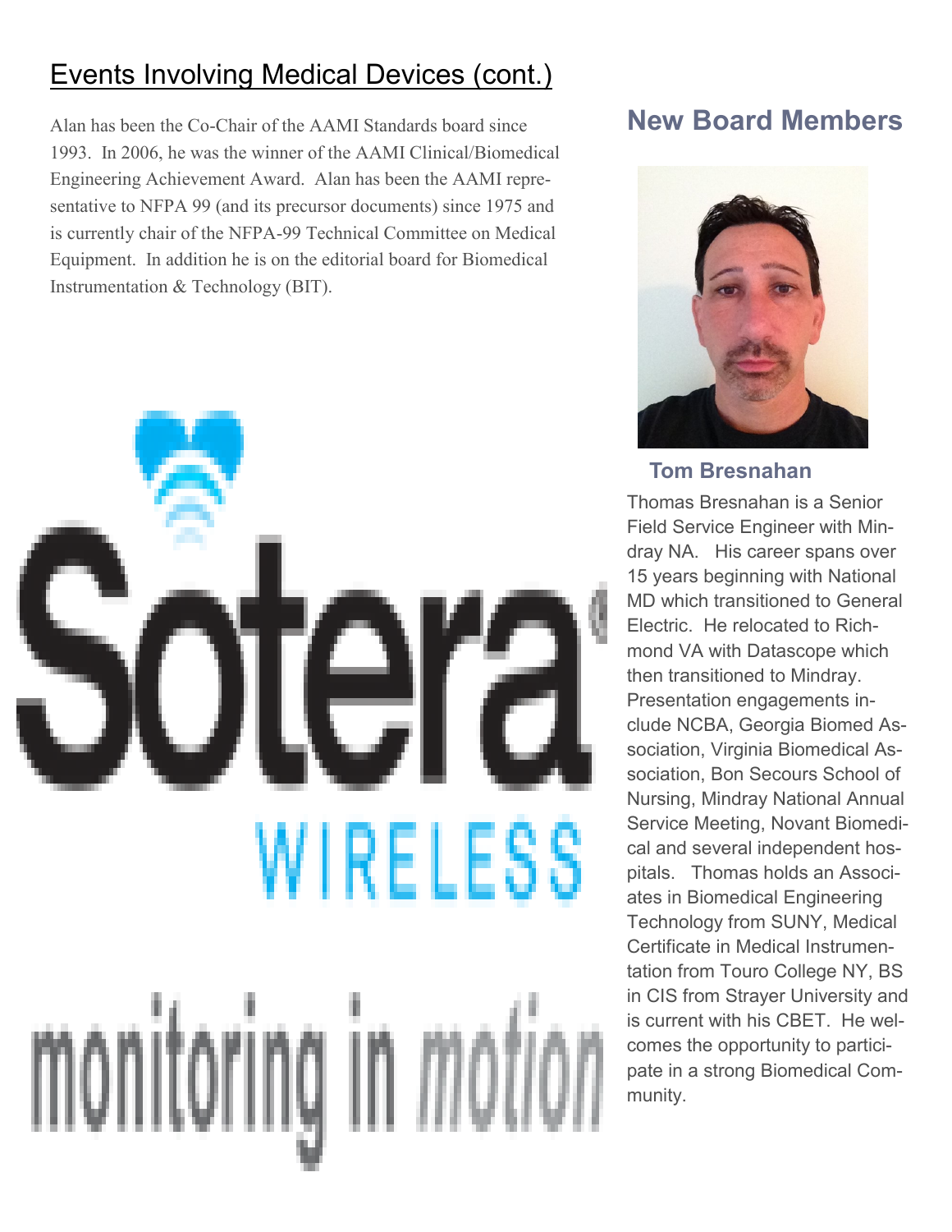## Events Involving Medical Devices (cont.)

Alan has been the Co-Chair of the AAMI Standards board since 1993. In 2006, he was the winner of the AAMI Clinical/Biomedical Engineering Achievement Award. Alan has been the AAMI representative to NFPA 99 (and its precursor documents) since 1975 and is currently chair of the NFPA-99 Technical Committee on Medical Equipment. In addition he is on the editorial board for Biomedical Instrumentation & Technology (BIT).

Sotera® WIRELESS

monitoring in motion

## New Board Members

### Tom Bresnahan

Thomas Bresnahan is a Senior Field Service Engineer with Mindray NA. His career spans over 15 years beginning with National MD which transitioned to General Electric. He relocated to Richmond VA with Datascope which then transitioned to Mindray. Presentation engagements include NCBA, Georgia Biomed Association, Virginia Biomedical Association, Bon Secours School of Nursing, Mindray National Annual Service Meeting, Novant Biomedical and several independent hospitals. Thomas holds an Associates in Biomedical Engineering Technology from SUNY, Medical Certificate in Medical Instrumentation from Touro College NY, BS in CIS from Strayer University and is current with his CBET. He welcomes the opportunity to participate in a strong Biomedical Community.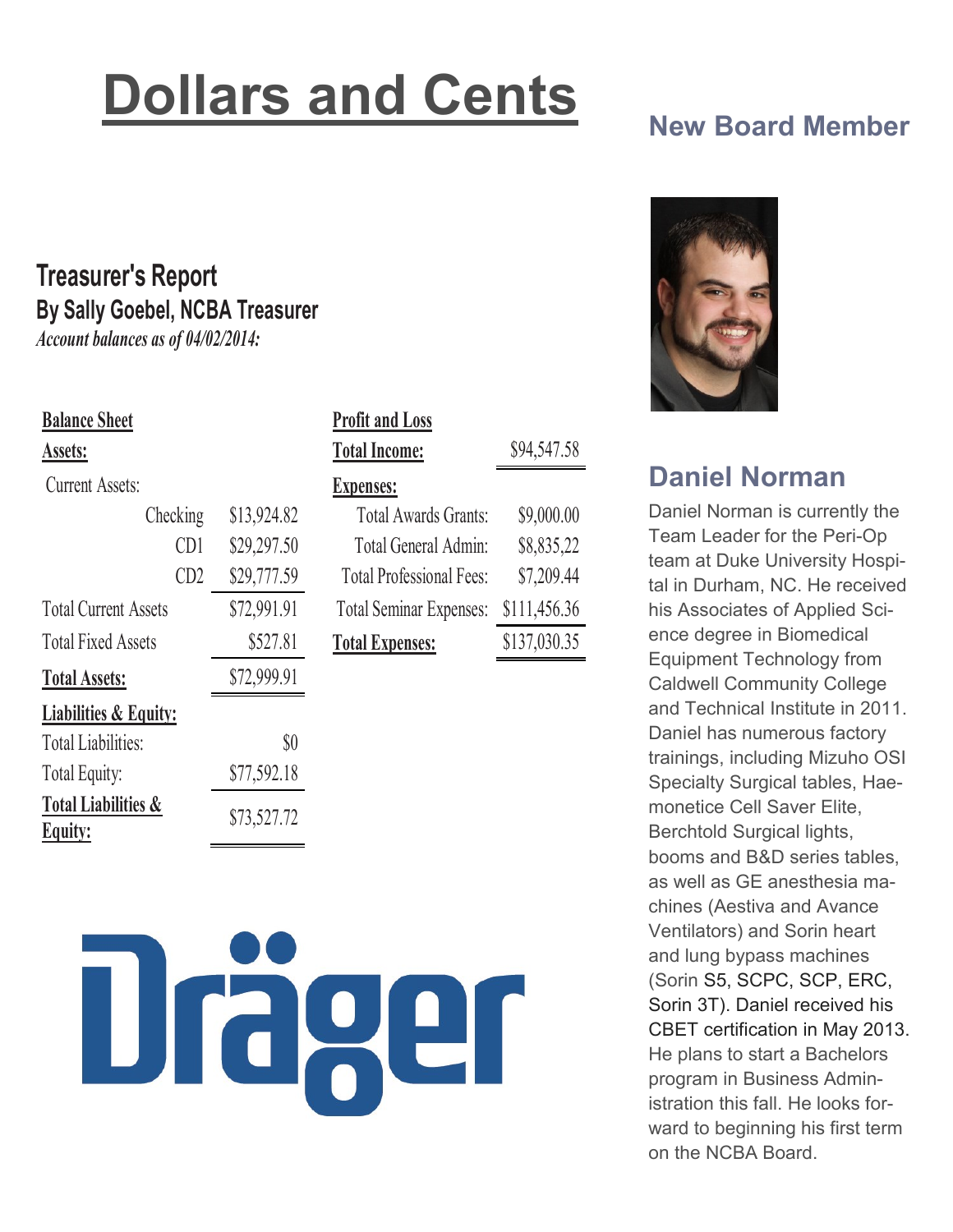# Dollars and Cents

## Treasurer's Report

### By Sally Goebel, NCBA Treasurer

*Account balances as of 04/02/2014:*

| **Balance Sheet** | |
|---|---|
| **Assets:** | |
| Current Assets: | |
| Checking | $13,924.82 |
| CD1 | $29,297.50 |
| CD2 | $29,777.59 |
| Total Current Assets | $72,991.91 |
| Total Fixed Assets | $527.81 |
| **Total Assets:** | $72,999.91 |
| **Liabilities & Equity:** | |
| Total Liabilities: | $0 |
| Total Equity: | $77,592.18 |
| **Total Liabilities & Equity:** | $73,527.72 |

| **Profit and Loss** | |
|---|---|
| **Total Income:** | $94,547.58 |
| **Expenses:** | |
| Total Awards Grants: | $9,000.00 |
| Total General Admin: | $8,835,22 |
| Total Professional Fees: | $7,209.44 |
| Total Seminar Expenses: | $111,456.36 |
| **Total Expenses:** | $137,030.35 |

## New Board Member

### Daniel Norman

Daniel Norman is currently the Team Leader for the Peri-Op team at Duke University Hospital in Durham, NC. He received his Associates of Applied Science degree in Biomedical Equipment Technology from Caldwell Community College and Technical Institute in 2011. Daniel has numerous factory trainings, including Mizuho OSI Specialty Surgical tables, Haemonetice Cell Saver Elite, Berchtold Surgical lights, booms and B&D series tables, as well as GE anesthesia machines (Aestiva and Avance Ventilators) and Sorin heart and lung bypass machines (Sorin S5, SCPC, SCP, ERC, Sorin 3T). Daniel received his CBET certification in May 2013. He plans to start a Bachelors program in Business Administration this fall. He looks forward to beginning his first term on the NCBA Board.

Dräger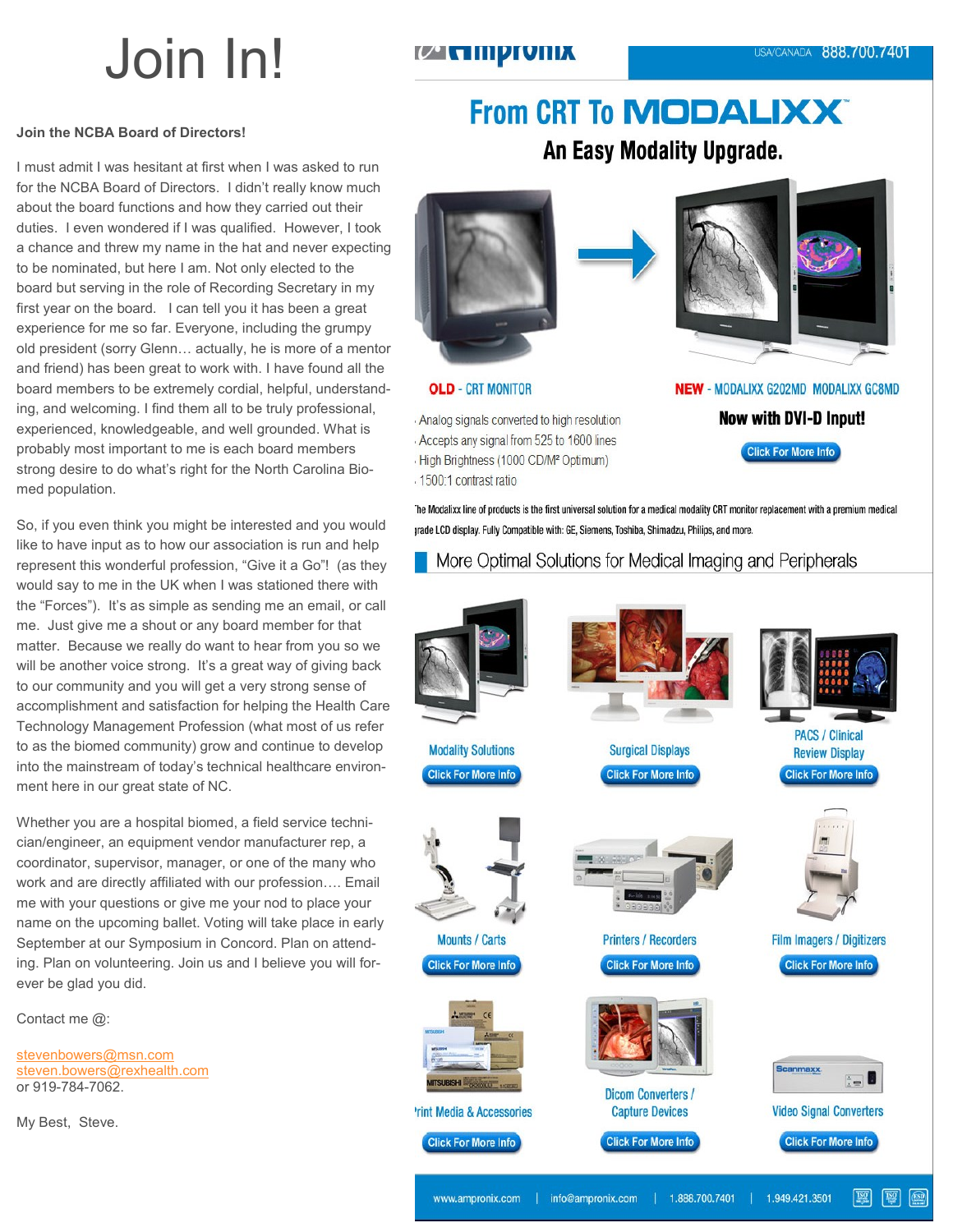# Join In!

**Join the NCBA Board of Directors!**

I must admit I was hesitant at first when I was asked to run for the NCBA Board of Directors. I didn't really know much about the board functions and how they carried out their duties. I even wondered if I was qualified. However, I took a chance and threw my name in the hat and never expecting to be nominated, but here I am. Not only elected to the board but serving in the role of Recording Secretary in my first year on the board. I can tell you it has been a great experience for me so far. Everyone, including the grumpy old president (sorry Glenn… actually, he is more of a mentor and friend) has been great to work with. I have found all the board members to be extremely cordial, helpful, understanding, and welcoming. I find them all to be truly professional, experienced, knowledgeable, and well grounded. What is probably most important to me is each board members strong desire to do what's right for the North Carolina Biomed population.

So, if you even think you might be interested and you would like to have input as to how our association is run and help represent this wonderful profession, "Give it a Go"! (as they would say to me in the UK when I was stationed there with the "Forces"). It's as simple as sending me an email, or call me. Just give me a shout or any board member for that matter. Because we really do want to hear from you so we will be another voice strong. It's a great way of giving back to our community and you will get a very strong sense of accomplishment and satisfaction for helping the Health Care Technology Management Profession (what most of us refer to as the biomed community) grow and continue to develop into the mainstream of today's technical healthcare environment here in our great state of NC.

Whether you are a hospital biomed, a field service technician/engineer, an equipment vendor manufacturer rep, a coordinator, supervisor, manager, or one of the many who work and are directly affiliated with our profession…. Email me with your questions or give me your nod to place your name on the upcoming ballet. Voting will take place in early September at our Symposium in Concord. Plan on attending. Plan on volunteering. Join us and I believe you will forever be glad you did.

Contact me @:

stevenbowers@msn.com
steven.bowers@rexhealth.com
or 919-784-7062.

My Best, Steve.

---

**Ampronix** USA/CANADA 888.700.7401

## From CRT To MODALIXX
### An Easy Modality Upgrade.

**OLD** - CRT MONITOR

- Analog signals converted to high resolution
- Accepts any signal from 525 to 1600 lines
- High Brightness (1000 CD/M² Optimum)
- 1500:1 contrast ratio

**NEW** - MODALIXX G202MD MODALIXX GC8MD

**Now with DVI-D Input!**

Click For More Info

The Modalixx line of products is the first universal solution for a medical modality CRT monitor replacement with a premium medical grade LCD display. Fully Compatible with: GE, Siemens, Toshiba, Shimadzu, Philips, and more.

### More Optimal Solutions for Medical Imaging and Peripherals

- Modality Solutions — Click For More Info
- Surgical Displays — Click For More Info
- PACS / Clinical Review Display — Click For More Info
- Mounts / Carts — Click For More Info
- Printers / Recorders — Click For More Info
- Film Imagers / Digitizers — Click For More Info
- Print Media & Accessories — Click For More Info
- Dicom Converters / Capture Devices — Click For More Info
- Video Signal Converters — Click For More Info

www.ampronix.com | info@ampronix.com | 1.888.700.7401 | 1.949.421.3501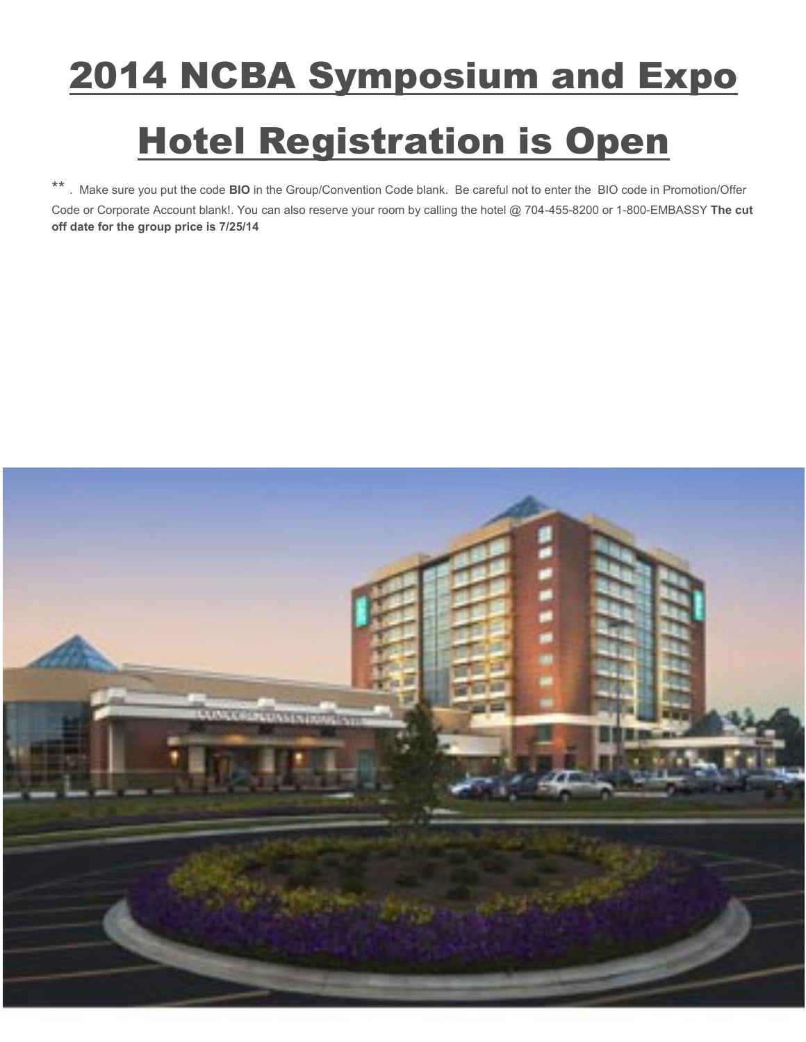# 2014 NCBA Symposium and Expo Hotel Registration is Open

** . Make sure you put the code **BIO** in the Group/Convention Code blank. Be careful not to enter the BIO code in Promotion/Offer Code or Corporate Account blank!. You can also reserve your room by calling the hotel @ 704-455-8200 or 1-800-EMBASSY **The cut off date for the group price is 7/25/14**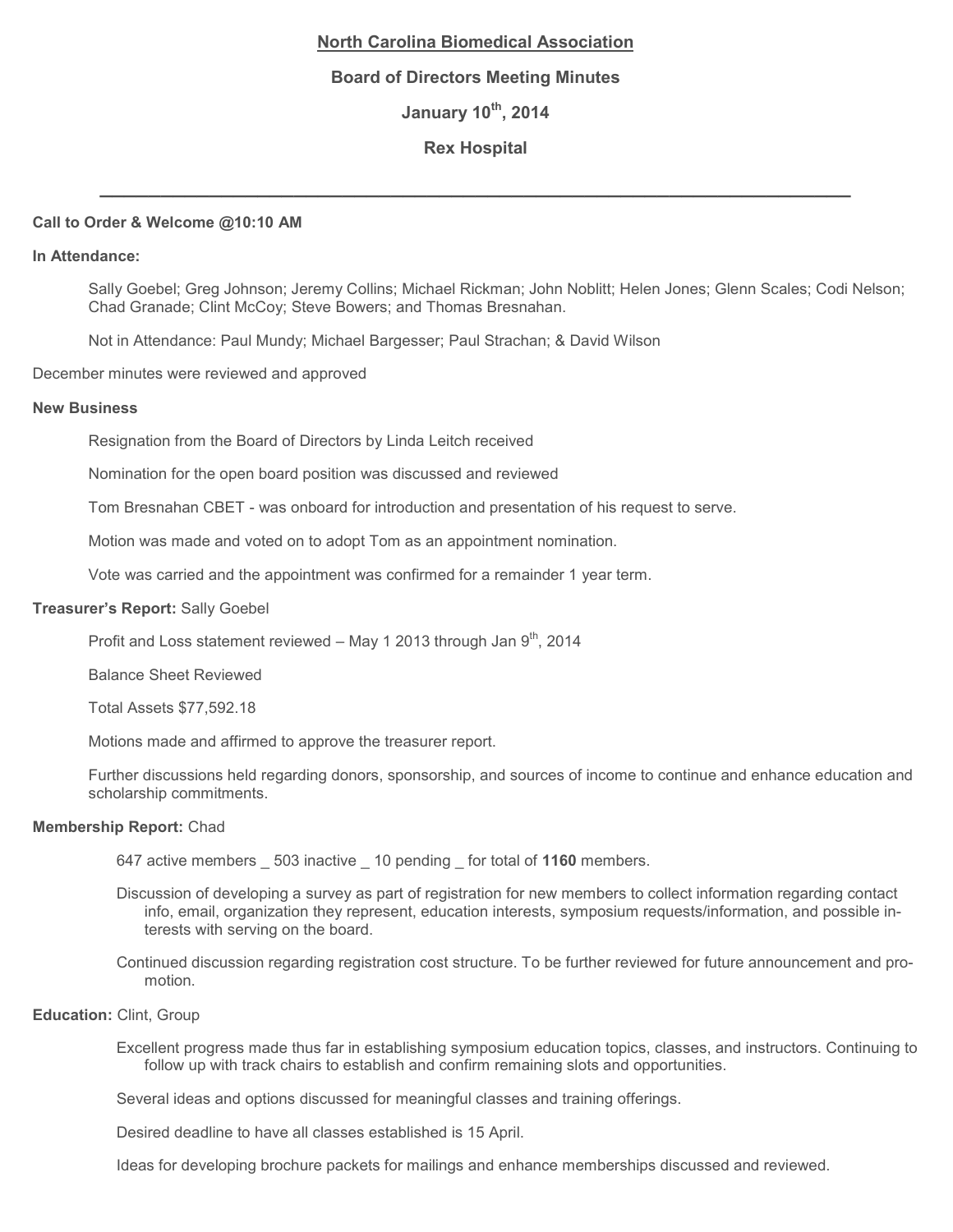# North Carolina Biomedical Association

## Board of Directors Meeting Minutes

## January 10th, 2014

## Rex Hospital

---

**Call to Order & Welcome @10:10 AM**

**In Attendance:**

Sally Goebel; Greg Johnson; Jeremy Collins; Michael Rickman; John Noblitt; Helen Jones; Glenn Scales; Codi Nelson; Chad Granade; Clint McCoy; Steve Bowers; and Thomas Bresnahan.

Not in Attendance: Paul Mundy; Michael Bargesser; Paul Strachan; & David Wilson

December minutes were reviewed and approved

**New Business**

Resignation from the Board of Directors by Linda Leitch received

Nomination for the open board position was discussed and reviewed

Tom Bresnahan CBET - was onboard for introduction and presentation of his request to serve.

Motion was made and voted on to adopt Tom as an appointment nomination.

Vote was carried and the appointment was confirmed for a remainder 1 year term.

**Treasurer's Report:** Sally Goebel

Profit and Loss statement reviewed – May 1 2013 through Jan 9th, 2014

Balance Sheet Reviewed

Total Assets $77,592.18

Motions made and affirmed to approve the treasurer report.

Further discussions held regarding donors, sponsorship, and sources of income to continue and enhance education and scholarship commitments.

**Membership Report:** Chad

647 active members _ 503 inactive _ 10 pending _ for total of **1160** members.

Discussion of developing a survey as part of registration for new members to collect information regarding contact info, email, organization they represent, education interests, symposium requests/information, and possible interests with serving on the board.

Continued discussion regarding registration cost structure. To be further reviewed for future announcement and promotion.

**Education:** Clint, Group

Excellent progress made thus far in establishing symposium education topics, classes, and instructors. Continuing to follow up with track chairs to establish and confirm remaining slots and opportunities.

Several ideas and options discussed for meaningful classes and training offerings.

Desired deadline to have all classes established is 15 April.

Ideas for developing brochure packets for mailings and enhance memberships discussed and reviewed.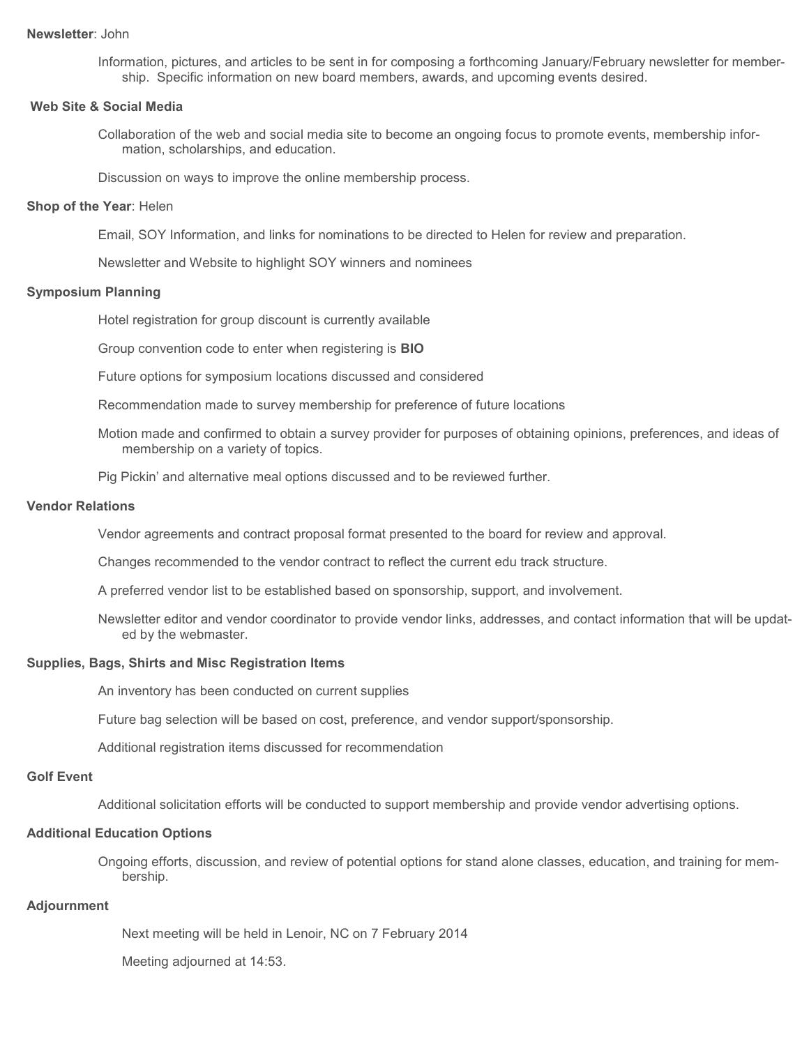**Newsletter**: John

Information, pictures, and articles to be sent in for composing a forthcoming January/February newsletter for membership. Specific information on new board members, awards, and upcoming events desired.

**Web Site & Social Media**

Collaboration of the web and social media site to become an ongoing focus to promote events, membership information, scholarships, and education.

Discussion on ways to improve the online membership process.

**Shop of the Year**: Helen

Email, SOY Information, and links for nominations to be directed to Helen for review and preparation.

Newsletter and Website to highlight SOY winners and nominees

**Symposium Planning**

Hotel registration for group discount is currently available

Group convention code to enter when registering is **BIO**

Future options for symposium locations discussed and considered

Recommendation made to survey membership for preference of future locations

Motion made and confirmed to obtain a survey provider for purposes of obtaining opinions, preferences, and ideas of membership on a variety of topics.

Pig Pickin' and alternative meal options discussed and to be reviewed further.

**Vendor Relations**

Vendor agreements and contract proposal format presented to the board for review and approval.

Changes recommended to the vendor contract to reflect the current edu track structure.

A preferred vendor list to be established based on sponsorship, support, and involvement.

Newsletter editor and vendor coordinator to provide vendor links, addresses, and contact information that will be updated by the webmaster.

**Supplies, Bags, Shirts and Misc Registration Items**

An inventory has been conducted on current supplies

Future bag selection will be based on cost, preference, and vendor support/sponsorship.

Additional registration items discussed for recommendation

**Golf Event**

Additional solicitation efforts will be conducted to support membership and provide vendor advertising options.

**Additional Education Options**

Ongoing efforts, discussion, and review of potential options for stand alone classes, education, and training for membership.

**Adjournment**

Next meeting will be held in Lenoir, NC on 7 February 2014

Meeting adjourned at 14:53.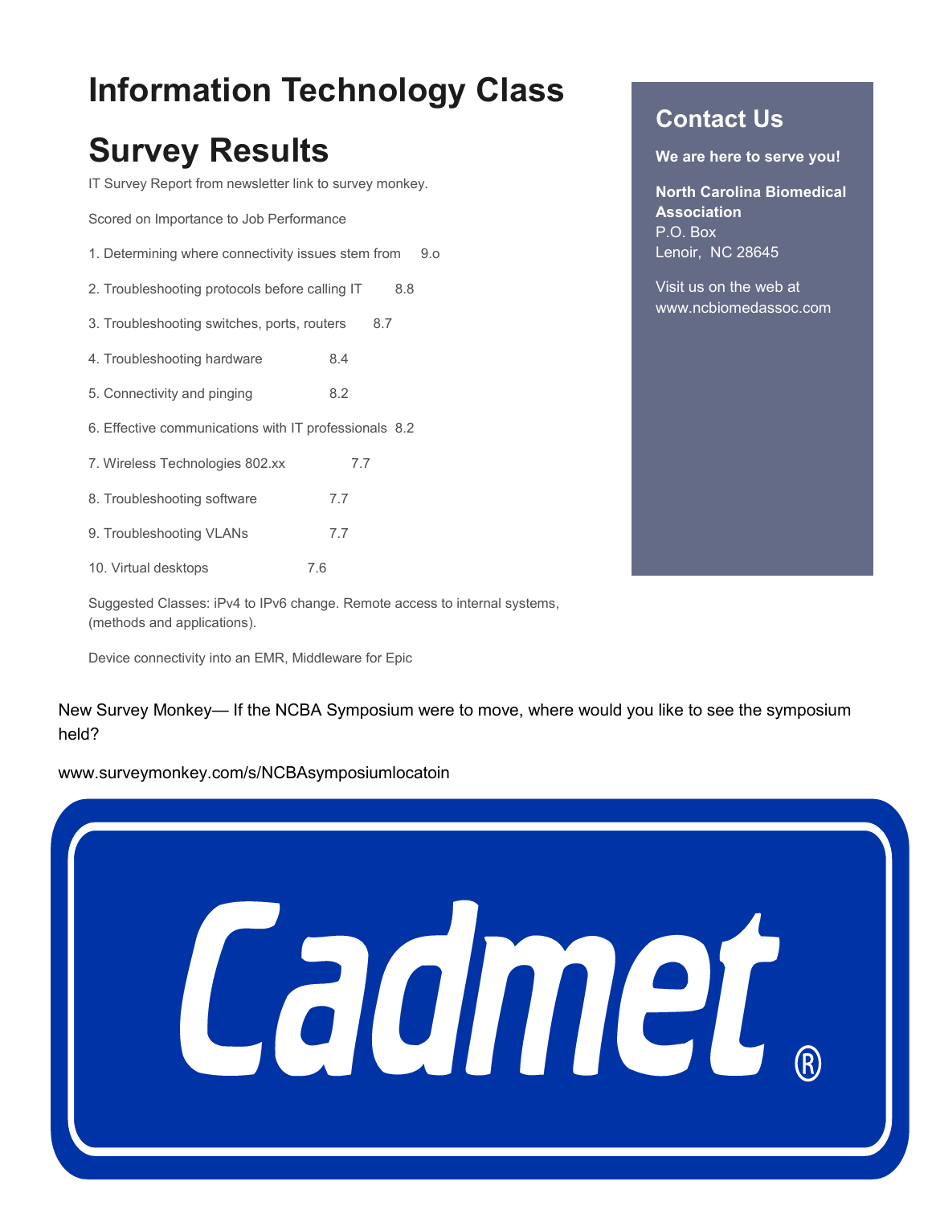# Information Technology Class Survey Results

IT Survey Report from newsletter link to survey monkey.

Scored on Importance to Job Performance

1. Determining where connectivity issues stem from 9.o
2. Troubleshooting protocols before calling IT 8.8
3. Troubleshooting switches, ports, routers 8.7
4. Troubleshooting hardware 8.4
5. Connectivity and pinging 8.2
6. Effective communications with IT professionals 8.2
7. Wireless Technologies 802.xx 7.7
8. Troubleshooting software 7.7
9. Troubleshooting VLANs 7.7
10. Virtual desktops 7.6

Suggested Classes: iPv4 to IPv6 change. Remote access to internal systems, (methods and applications).

Device connectivity into an EMR, Middleware for Epic

## Contact Us

**We are here to serve you!**

**North Carolina Biomedical Association**
P.O. Box
Lenoir, NC 28645

Visit us on the web at
www.ncbiomedassoc.com

New Survey Monkey— If the NCBA Symposium were to move, where would you like to see the symposium held?

www.surveymonkey.com/s/NCBAsymposiumlocatoin

Cadmet®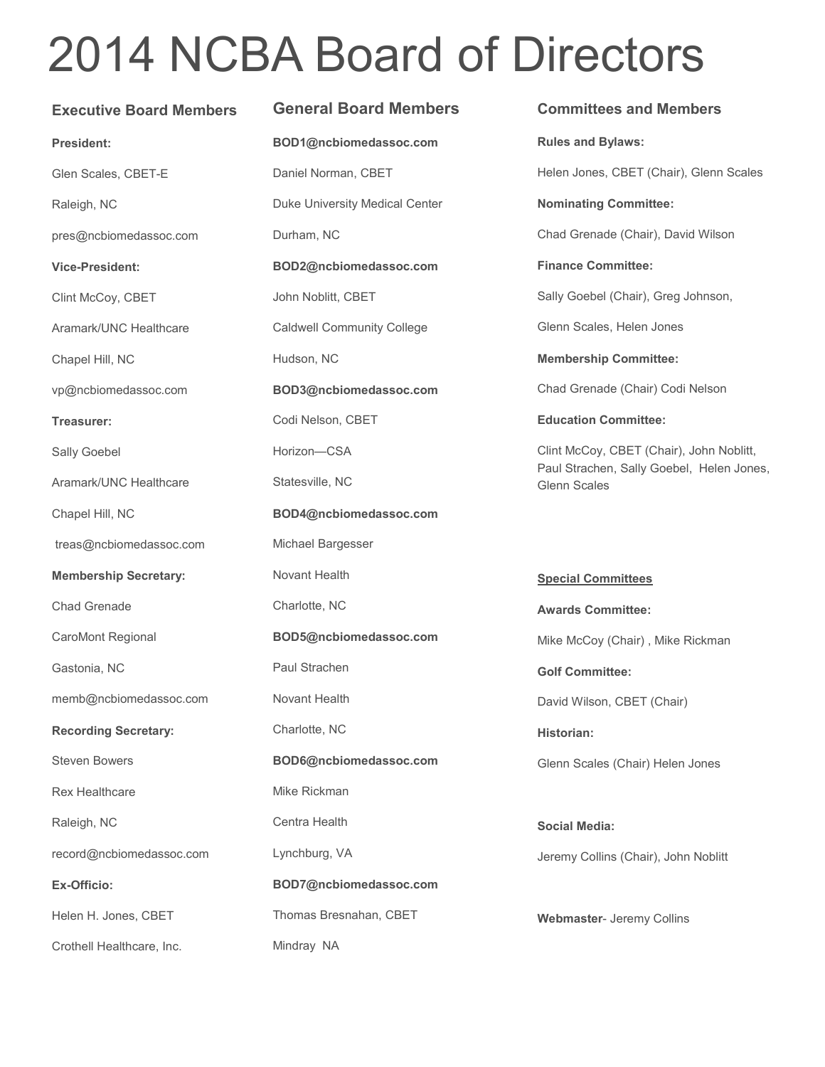# 2014 NCBA Board of Directors

## Executive Board Members

**President:**

Glen Scales, CBET-E

Raleigh, NC

pres@ncbiomedassoc.com

**Vice-President:**

Clint McCoy, CBET

Aramark/UNC Healthcare

Chapel Hill, NC

vp@ncbiomedassoc.com

**Treasurer:**

Sally Goebel

Aramark/UNC Healthcare

Chapel Hill, NC

treas@ncbiomedassoc.com

**Membership Secretary:**

Chad Grenade

CaroMont Regional

Gastonia, NC

memb@ncbiomedassoc.com

**Recording Secretary:**

Steven Bowers

Rex Healthcare

Raleigh, NC

record@ncbiomedassoc.com

**Ex-Officio:**

Helen H. Jones, CBET

Crothell Healthcare, Inc.

## General Board Members

**BOD1@ncbiomedassoc.com**

Daniel Norman, CBET

Duke University Medical Center

Durham, NC

**BOD2@ncbiomedassoc.com**

John Noblitt, CBET

Caldwell Community College

Hudson, NC

**BOD3@ncbiomedassoc.com**

Codi Nelson, CBET

Horizon—CSA

Statesville, NC

**BOD4@ncbiomedassoc.com**

Michael Bargesser

Novant Health

Charlotte, NC

**BOD5@ncbiomedassoc.com**

Paul Strachen

Novant Health

Charlotte, NC

**BOD6@ncbiomedassoc.com**

Mike Rickman

Centra Health

Lynchburg, VA

**BOD7@ncbiomedassoc.com**

Thomas Bresnahan, CBET

Mindray NA

## Committees and Members

**Rules and Bylaws:**

Helen Jones, CBET (Chair), Glenn Scales

**Nominating Committee:**

Chad Grenade (Chair), David Wilson

**Finance Committee:**

Sally Goebel (Chair), Greg Johnson,

Glenn Scales, Helen Jones

**Membership Committee:**

Chad Grenade (Chair) Codi Nelson

**Education Committee:**

Clint McCoy, CBET (Chair), John Noblitt, Paul Strachen, Sally Goebel, Helen Jones, Glenn Scales

**Special Committees**

**Awards Committee:**

Mike McCoy (Chair) , Mike Rickman

**Golf Committee:**

David Wilson, CBET (Chair)

**Historian:**

Glenn Scales (Chair) Helen Jones

**Social Media:**

Jeremy Collins (Chair), John Noblitt

**Webmaster**- Jeremy Collins